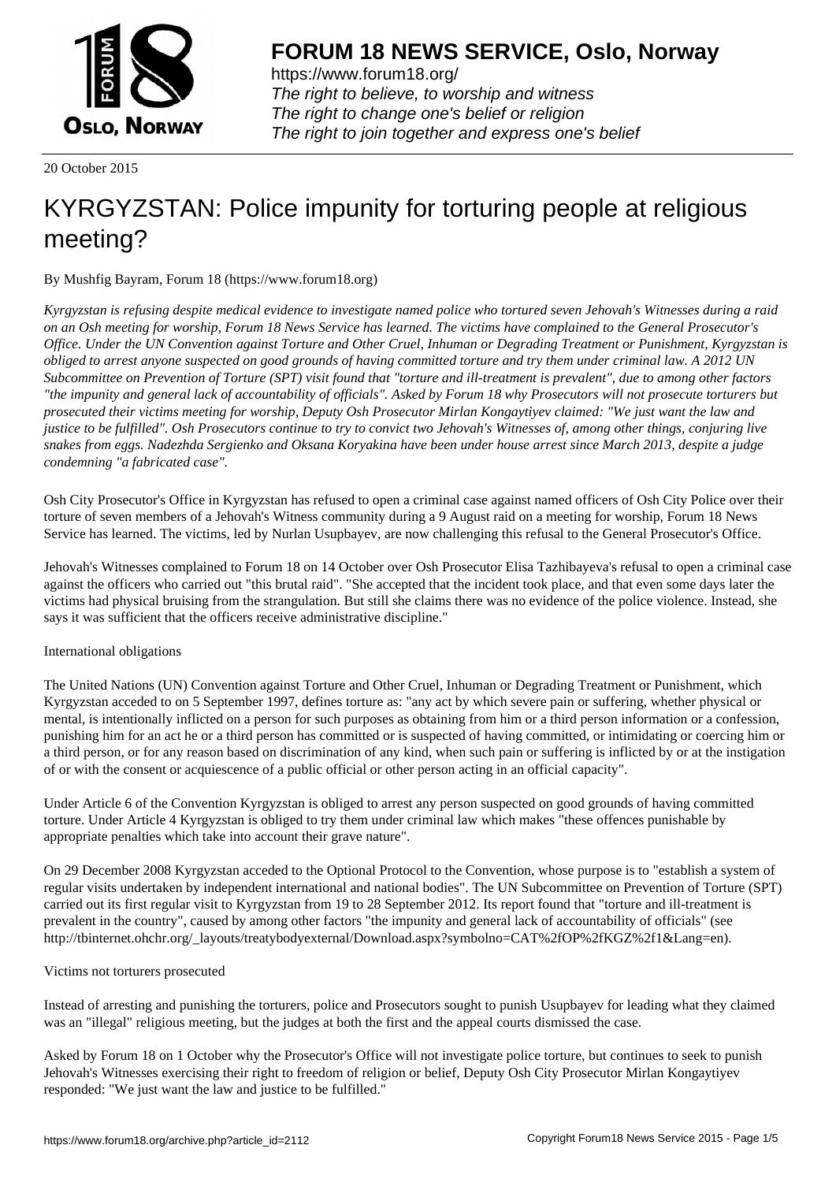20 October 2015

# KYRGYZSTAN: Police impunity for torturing people at religious meeting?

By Mushfig Bayram, Forum 18 (https://www.forum18.org)

*Kyrgyzstan is refusing despite medical evidence to investigate named police who tortured seven Jehovah's Witnesses during a raid on an Osh meeting for worship, Forum 18 News Service has learned. The victims have complained to the General Prosecutor's Office. Under the UN Convention against Torture and Other Cruel, Inhuman or Degrading Treatment or Punishment, Kyrgyzstan is obliged to arrest anyone suspected on good grounds of having committed torture and try them under criminal law. A 2012 UN Subcommittee on Prevention of Torture (SPT) visit found that "torture and ill-treatment is prevalent", due to among other factors "the impunity and general lack of accountability of officials". Asked by Forum 18 why Prosecutors will not prosecute torturers but prosecuted their victims meeting for worship, Deputy Osh Prosecutor Mirlan Kongaytiyev claimed: "We just want the law and justice to be fulfilled". Osh Prosecutors continue to try to convict two Jehovah's Witnesses of, among other things, conjuring live snakes from eggs. Nadezhda Sergienko and Oksana Koryakina have been under house arrest since March 2013, despite a judge condemning "a fabricated case".*

Osh City Prosecutor's Office in Kyrgyzstan has refused to open a criminal case against named officers of Osh City Police over their torture of seven members of a Jehovah's Witness community during a 9 August raid on a meeting for worship, Forum 18 News Service has learned. The victims, led by Nurlan Usupbayev, are now challenging this refusal to the General Prosecutor's Office.

Jehovah's Witnesses complained to Forum 18 on 14 October over Osh Prosecutor Elisa Tazhibayeva's refusal to open a criminal case against the officers who carried out "this brutal raid". "She accepted that the incident took place, and that even some days later the victims had physical bruising from the strangulation. But still she claims there was no evidence of the police violence. Instead, she says it was sufficient that the officers receive administrative discipline."

International obligations

The United Nations (UN) Convention against Torture and Other Cruel, Inhuman or Degrading Treatment or Punishment, which Kyrgyzstan acceded to on 5 September 1997, defines torture as: "any act by which severe pain or suffering, whether physical or mental, is intentionally inflicted on a person for such purposes as obtaining from him or a third person information or a confession, punishing him for an act he or a third person has committed or is suspected of having committed, or intimidating or coercing him or a third person, or for any reason based on discrimination of any kind, when such pain or suffering is inflicted by or at the instigation of or with the consent or acquiescence of a public official or other person acting in an official capacity".

Under Article 6 of the Convention Kyrgyzstan is obliged to arrest any person suspected on good grounds of having committed torture. Under Article 4 Kyrgyzstan is obliged to try them under criminal law which makes "these offences punishable by appropriate penalties which take into account their grave nature".

On 29 December 2008 Kyrgyzstan acceded to the Optional Protocol to the Convention, whose purpose is to "establish a system of regular visits undertaken by independent international and national bodies". The UN Subcommittee on Prevention of Torture (SPT) carried out its first regular visit to Kyrgyzstan from 19 to 28 September 2012. Its report found that "torture and ill-treatment is prevalent in the country", caused by among other factors "the impunity and general lack of accountability of officials" (see http://tbinternet.ohchr.org/_layouts/treatybodyexternal/Download.aspx?symbolno=CAT%2fOP%2fKGZ%2f1&Lang=en).

Victims not torturers prosecuted

Instead of arresting and punishing the torturers, police and Prosecutors sought to punish Usupbayev for leading what they claimed was an "illegal" religious meeting, but the judges at both the first and the appeal courts dismissed the case.

Asked by Forum 18 on 1 October why the Prosecutor's Office will not investigate police torture, but continues to seek to punish Jehovah's Witnesses exercising their right to freedom of religion or belief, Deputy Osh City Prosecutor Mirlan Kongaytiyev responded: "We just want the law and justice to be fulfilled."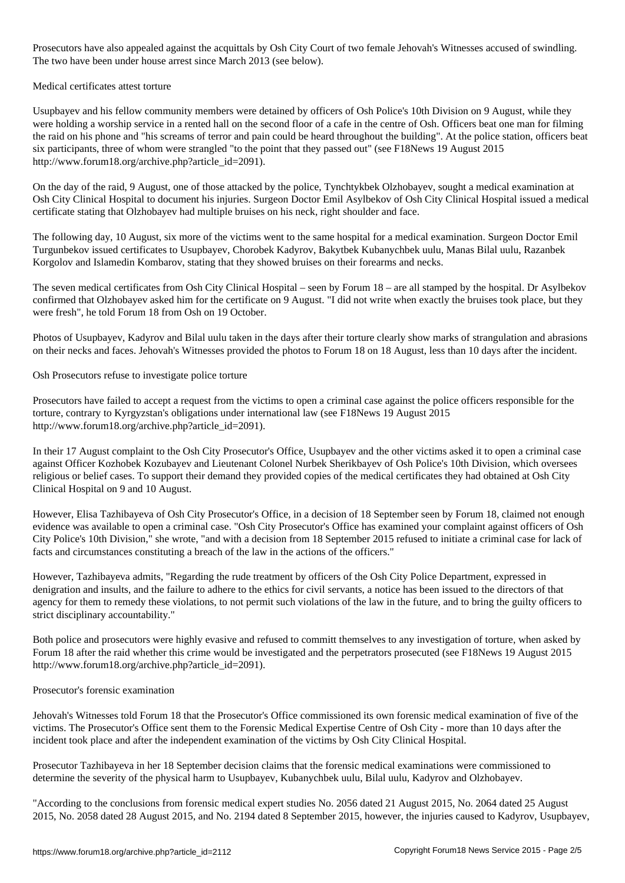Prosecutors have also appealed against the acquittals by Osh City Court of two female Jehovah's Witnesses accused of swindling. The two have been under house arrest since March 2013 (see below).

## Medical certificates attest torture

Usupbayev and his fellow community members were detained by officers of Osh Police's 10th Division on 9 August, while they were holding a worship service in a rented hall on the second floor of a cafe in the centre of Osh. Officers beat one man for filming the raid on his phone and "his screams of terror and pain could be heard throughout the building". At the police station, officers beat six participants, three of whom were strangled "to the point that they passed out" (see F18News 19 August 2015 http://www.forum18.org/archive.php?article_id=2091).

On the day of the raid, 9 August, one of those attacked by the police, Tynchtykbek Olzhobayev, sought a medical examination at Osh City Clinical Hospital to document his injuries. Surgeon Doctor Emil Asylbekov of Osh City Clinical Hospital issued a medical certificate stating that Olzhobayev had multiple bruises on his neck, right shoulder and face.

The following day, 10 August, six more of the victims went to the same hospital for a medical examination. Surgeon Doctor Emil Turgunbekov issued certificates to Usupbayev, Chorobek Kadyrov, Bakytbek Kubanychbek uulu, Manas Bilal uulu, Razanbek Korgolov and Islamedin Kombarov, stating that they showed bruises on their forearms and necks.

The seven medical certificates from Osh City Clinical Hospital – seen by Forum 18 – are all stamped by the hospital. Dr Asylbekov confirmed that Olzhobayev asked him for the certificate on 9 August. "I did not write when exactly the bruises took place, but they were fresh", he told Forum 18 from Osh on 19 October.

Photos of Usupbayev, Kadyrov and Bilal uulu taken in the days after their torture clearly show marks of strangulation and abrasions on their necks and faces. Jehovah's Witnesses provided the photos to Forum 18 on 18 August, less than 10 days after the incident.

## Osh Prosecutors refuse to investigate police torture

Prosecutors have failed to accept a request from the victims to open a criminal case against the police officers responsible for the torture, contrary to Kyrgyzstan's obligations under international law (see F18News 19 August 2015 http://www.forum18.org/archive.php?article_id=2091).

In their 17 August complaint to the Osh City Prosecutor's Office, Usupbayev and the other victims asked it to open a criminal case against Officer Kozhobek Kozubayev and Lieutenant Colonel Nurbek Sherikbayev of Osh Police's 10th Division, which oversees religious or belief cases. To support their demand they provided copies of the medical certificates they had obtained at Osh City Clinical Hospital on 9 and 10 August.

However, Elisa Tazhibayeva of Osh City Prosecutor's Office, in a decision of 18 September seen by Forum 18, claimed not enough evidence was available to open a criminal case. "Osh City Prosecutor's Office has examined your complaint against officers of Osh City Police's 10th Division," she wrote, "and with a decision from 18 September 2015 refused to initiate a criminal case for lack of facts and circumstances constituting a breach of the law in the actions of the officers."

However, Tazhibayeva admits, "Regarding the rude treatment by officers of the Osh City Police Department, expressed in denigration and insults, and the failure to adhere to the ethics for civil servants, a notice has been issued to the directors of that agency for them to remedy these violations, to not permit such violations of the law in the future, and to bring the guilty officers to strict disciplinary accountability."

Both police and prosecutors were highly evasive and refused to committ themselves to any investigation of torture, when asked by Forum 18 after the raid whether this crime would be investigated and the perpetrators prosecuted (see F18News 19 August 2015 http://www.forum18.org/archive.php?article_id=2091).

## Prosecutor's forensic examination

Jehovah's Witnesses told Forum 18 that the Prosecutor's Office commissioned its own forensic medical examination of five of the victims. The Prosecutor's Office sent them to the Forensic Medical Expertise Centre of Osh City - more than 10 days after the incident took place and after the independent examination of the victims by Osh City Clinical Hospital.

Prosecutor Tazhibayeva in her 18 September decision claims that the forensic medical examinations were commissioned to determine the severity of the physical harm to Usupbayev, Kubanychbek uulu, Bilal uulu, Kadyrov and Olzhobayev.

"According to the conclusions from forensic medical expert studies No. 2056 dated 21 August 2015, No. 2064 dated 25 August 2015, No. 2058 dated 28 August 2015, and No. 2194 dated 8 September 2015, however, the injuries caused to Kadyrov, Usupbayev,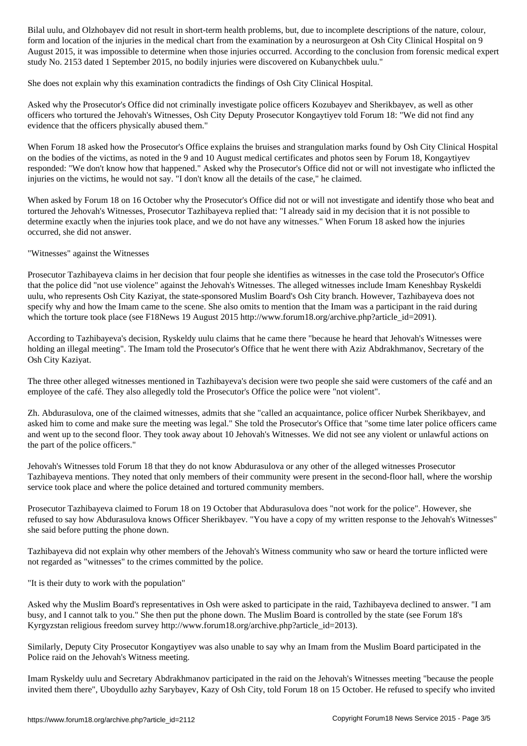Bilal uulu, and Olzhobayev did not result in short-term health problems, but, due to incomplete descriptions of the nature, colour, form and location of the injuries in the medical chart from the examination by a neurosurgeon at Osh City Clinical Hospital on 9 August 2015, it was impossible to determine when those injuries occurred. According to the conclusion from forensic medical expert study No. 2153 dated 1 September 2015, no bodily injuries were discovered on Kubanychbek uulu."

She does not explain why this examination contradicts the findings of Osh City Clinical Hospital.

Asked why the Prosecutor's Office did not criminally investigate police officers Kozubayev and Sherikbayev, as well as other officers who tortured the Jehovah's Witnesses, Osh City Deputy Prosecutor Kongaytiyev told Forum 18: "We did not find any evidence that the officers physically abused them."

When Forum 18 asked how the Prosecutor's Office explains the bruises and strangulation marks found by Osh City Clinical Hospital on the bodies of the victims, as noted in the 9 and 10 August medical certificates and photos seen by Forum 18, Kongaytiyev responded: "We don't know how that happened." Asked why the Prosecutor's Office did not or will not investigate who inflicted the injuries on the victims, he would not say. "I don't know all the details of the case," he claimed.

When asked by Forum 18 on 16 October why the Prosecutor's Office did not or will not investigate and identify those who beat and tortured the Jehovah's Witnesses, Prosecutor Tazhibayeva replied that: "I already said in my decision that it is not possible to determine exactly when the injuries took place, and we do not have any witnesses." When Forum 18 asked how the injuries occurred, she did not answer.

"Witnesses" against the Witnesses

Prosecutor Tazhibayeva claims in her decision that four people she identifies as witnesses in the case told the Prosecutor's Office that the police did "not use violence" against the Jehovah's Witnesses. The alleged witnesses include Imam Keneshbay Ryskeldi uulu, who represents Osh City Kaziyat, the state-sponsored Muslim Board's Osh City branch. However, Tazhibayeva does not specify why and how the Imam came to the scene. She also omits to mention that the Imam was a participant in the raid during which the torture took place (see F18News 19 August 2015 http://www.forum18.org/archive.php?article_id=2091).

According to Tazhibayeva's decision, Ryskeldy uulu claims that he came there "because he heard that Jehovah's Witnesses were holding an illegal meeting". The Imam told the Prosecutor's Office that he went there with Aziz Abdrakhmanov, Secretary of the Osh City Kaziyat.

The three other alleged witnesses mentioned in Tazhibayeva's decision were two people she said were customers of the café and an employee of the café. They also allegedly told the Prosecutor's Office the police were "not violent".

Zh. Abdurasulova, one of the claimed witnesses, admits that she "called an acquaintance, police officer Nurbek Sherikbayev, and asked him to come and make sure the meeting was legal." She told the Prosecutor's Office that "some time later police officers came and went up to the second floor. They took away about 10 Jehovah's Witnesses. We did not see any violent or unlawful actions on the part of the police officers."

Jehovah's Witnesses told Forum 18 that they do not know Abdurasulova or any other of the alleged witnesses Prosecutor Tazhibayeva mentions. They noted that only members of their community were present in the second-floor hall, where the worship service took place and where the police detained and tortured community members.

Prosecutor Tazhibayeva claimed to Forum 18 on 19 October that Abdurasulova does "not work for the police". However, she refused to say how Abdurasulova knows Officer Sherikbayev. "You have a copy of my written response to the Jehovah's Witnesses" she said before putting the phone down.

Tazhibayeva did not explain why other members of the Jehovah's Witness community who saw or heard the torture inflicted were not regarded as "witnesses" to the crimes committed by the police.

"It is their duty to work with the population"

Asked why the Muslim Board's representatives in Osh were asked to participate in the raid, Tazhibayeva declined to answer. "I am busy, and I cannot talk to you." She then put the phone down. The Muslim Board is controlled by the state (see Forum 18's Kyrgyzstan religious freedom survey http://www.forum18.org/archive.php?article_id=2013).

Similarly, Deputy City Prosecutor Kongaytiyev was also unable to say why an Imam from the Muslim Board participated in the Police raid on the Jehovah's Witness meeting.

Imam Ryskeldy uulu and Secretary Abdrakhmanov participated in the raid on the Jehovah's Witnesses meeting "because the people invited them there", Uboydullo azhy Sarybayev, Kazy of Osh City, told Forum 18 on 15 October. He refused to specify who invited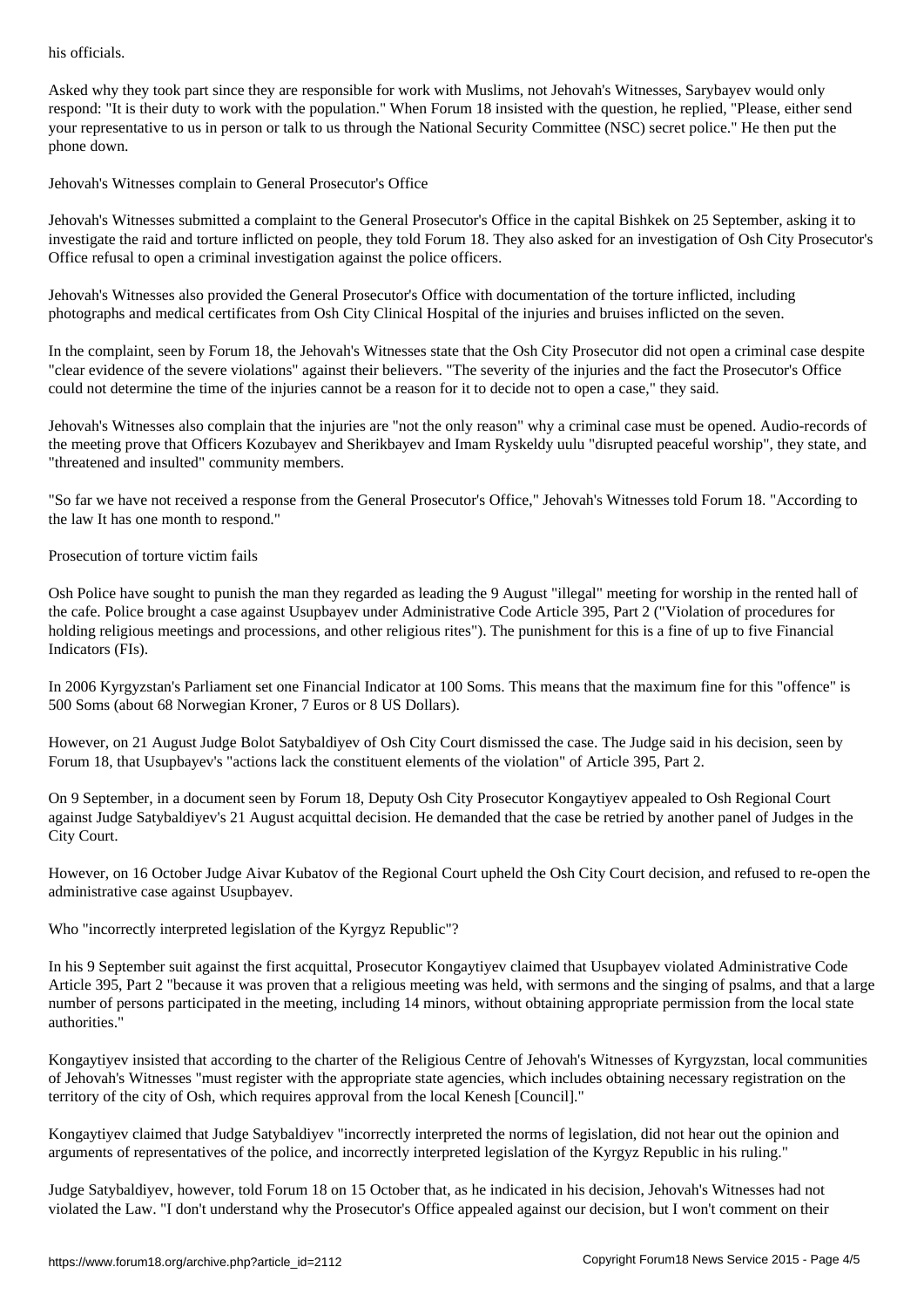his officials.

Asked why they took part since they are responsible for work with Muslims, not Jehovah's Witnesses, Sarybayev would only respond: "It is their duty to work with the population." When Forum 18 insisted with the question, he replied, "Please, either send your representative to us in person or talk to us through the National Security Committee (NSC) secret police." He then put the phone down.

## Jehovah's Witnesses complain to General Prosecutor's Office

Jehovah's Witnesses submitted a complaint to the General Prosecutor's Office in the capital Bishkek on 25 September, asking it to investigate the raid and torture inflicted on people, they told Forum 18. They also asked for an investigation of Osh City Prosecutor's Office refusal to open a criminal investigation against the police officers.

Jehovah's Witnesses also provided the General Prosecutor's Office with documentation of the torture inflicted, including photographs and medical certificates from Osh City Clinical Hospital of the injuries and bruises inflicted on the seven.

In the complaint, seen by Forum 18, the Jehovah's Witnesses state that the Osh City Prosecutor did not open a criminal case despite "clear evidence of the severe violations" against their believers. "The severity of the injuries and the fact the Prosecutor's Office could not determine the time of the injuries cannot be a reason for it to decide not to open a case," they said.

Jehovah's Witnesses also complain that the injuries are "not the only reason" why a criminal case must be opened. Audio-records of the meeting prove that Officers Kozubayev and Sherikbayev and Imam Ryskeldy uulu "disrupted peaceful worship", they state, and "threatened and insulted" community members.

"So far we have not received a response from the General Prosecutor's Office," Jehovah's Witnesses told Forum 18. "According to the law It has one month to respond."

## Prosecution of torture victim fails

Osh Police have sought to punish the man they regarded as leading the 9 August "illegal" meeting for worship in the rented hall of the cafe. Police brought a case against Usupbayev under Administrative Code Article 395, Part 2 ("Violation of procedures for holding religious meetings and processions, and other religious rites"). The punishment for this is a fine of up to five Financial Indicators (FIs).

In 2006 Kyrgyzstan's Parliament set one Financial Indicator at 100 Soms. This means that the maximum fine for this "offence" is 500 Soms (about 68 Norwegian Kroner, 7 Euros or 8 US Dollars).

However, on 21 August Judge Bolot Satybaldiyev of Osh City Court dismissed the case. The Judge said in his decision, seen by Forum 18, that Usupbayev's "actions lack the constituent elements of the violation" of Article 395, Part 2.

On 9 September, in a document seen by Forum 18, Deputy Osh City Prosecutor Kongaytiyev appealed to Osh Regional Court against Judge Satybaldiyev's 21 August acquittal decision. He demanded that the case be retried by another panel of Judges in the City Court.

However, on 16 October Judge Aivar Kubatov of the Regional Court upheld the Osh City Court decision, and refused to re-open the administrative case against Usupbayev.

## Who "incorrectly interpreted legislation of the Kyrgyz Republic"?

In his 9 September suit against the first acquittal, Prosecutor Kongaytiyev claimed that Usupbayev violated Administrative Code Article 395, Part 2 "because it was proven that a religious meeting was held, with sermons and the singing of psalms, and that a large number of persons participated in the meeting, including 14 minors, without obtaining appropriate permission from the local state authorities."

Kongaytiyev insisted that according to the charter of the Religious Centre of Jehovah's Witnesses of Kyrgyzstan, local communities of Jehovah's Witnesses "must register with the appropriate state agencies, which includes obtaining necessary registration on the territory of the city of Osh, which requires approval from the local Kenesh [Council]."

Kongaytiyev claimed that Judge Satybaldiyev "incorrectly interpreted the norms of legislation, did not hear out the opinion and arguments of representatives of the police, and incorrectly interpreted legislation of the Kyrgyz Republic in his ruling."

Judge Satybaldiyev, however, told Forum 18 on 15 October that, as he indicated in his decision, Jehovah's Witnesses had not violated the Law. "I don't understand why the Prosecutor's Office appealed against our decision, but I won't comment on their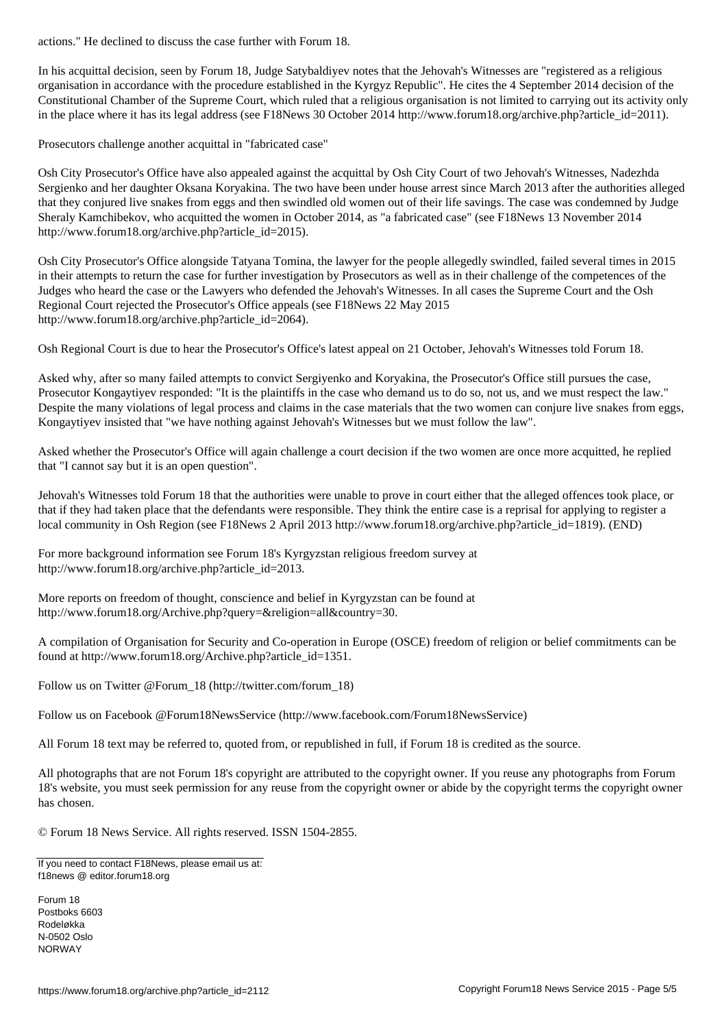actions." He declined to discuss the case further with Forum 18.

In his acquittal decision, seen by Forum 18, Judge Satybaldiyev notes that the Jehovah's Witnesses are "registered as a religious organisation in accordance with the procedure established in the Kyrgyz Republic". He cites the 4 September 2014 decision of the Constitutional Chamber of the Supreme Court, which ruled that a religious organisation is not limited to carrying out its activity only in the place where it has its legal address (see F18News 30 October 2014 http://www.forum18.org/archive.php?article_id=2011).

## Prosecutors challenge another acquittal in "fabricated case"

Osh City Prosecutor's Office have also appealed against the acquittal by Osh City Court of two Jehovah's Witnesses, Nadezhda Sergienko and her daughter Oksana Koryakina. The two have been under house arrest since March 2013 after the authorities alleged that they conjured live snakes from eggs and then swindled old women out of their life savings. The case was condemned by Judge Sheraly Kamchibekov, who acquitted the women in October 2014, as "a fabricated case" (see F18News 13 November 2014 http://www.forum18.org/archive.php?article_id=2015).

Osh City Prosecutor's Office alongside Tatyana Tomina, the lawyer for the people allegedly swindled, failed several times in 2015 in their attempts to return the case for further investigation by Prosecutors as well as in their challenge of the competences of the Judges who heard the case or the Lawyers who defended the Jehovah's Witnesses. In all cases the Supreme Court and the Osh Regional Court rejected the Prosecutor's Office appeals (see F18News 22 May 2015 http://www.forum18.org/archive.php?article_id=2064).

Osh Regional Court is due to hear the Prosecutor's Office's latest appeal on 21 October, Jehovah's Witnesses told Forum 18.

Asked why, after so many failed attempts to convict Sergiyenko and Koryakina, the Prosecutor's Office still pursues the case, Prosecutor Kongaytiyev responded: "It is the plaintiffs in the case who demand us to do so, not us, and we must respect the law." Despite the many violations of legal process and claims in the case materials that the two women can conjure live snakes from eggs, Kongaytiyev insisted that "we have nothing against Jehovah's Witnesses but we must follow the law".

Asked whether the Prosecutor's Office will again challenge a court decision if the two women are once more acquitted, he replied that "I cannot say but it is an open question".

Jehovah's Witnesses told Forum 18 that the authorities were unable to prove in court either that the alleged offences took place, or that if they had taken place that the defendants were responsible. They think the entire case is a reprisal for applying to register a local community in Osh Region (see F18News 2 April 2013 http://www.forum18.org/archive.php?article_id=1819). (END)

For more background information see Forum 18's Kyrgyzstan religious freedom survey at http://www.forum18.org/archive.php?article_id=2013.

More reports on freedom of thought, conscience and belief in Kyrgyzstan can be found at http://www.forum18.org/Archive.php?query=&religion=all&country=30.

A compilation of Organisation for Security and Co-operation in Europe (OSCE) freedom of religion or belief commitments can be found at http://www.forum18.org/Archive.php?article_id=1351.

Follow us on Twitter @Forum_18 (http://twitter.com/forum_18)

Follow us on Facebook @Forum18NewsService (http://www.facebook.com/Forum18NewsService)

All Forum 18 text may be referred to, quoted from, or republished in full, if Forum 18 is credited as the source.

All photographs that are not Forum 18's copyright are attributed to the copyright owner. If you reuse any photographs from Forum 18's website, you must seek permission for any reuse from the copyright owner or abide by the copyright terms the copyright owner has chosen.

© Forum 18 News Service. All rights reserved. ISSN 1504-2855.

If you need to contact F18News, please email us at:
f18news @ editor.forum18.org

Forum 18
Postboks 6603
Rodeløkka
N-0502 Oslo
NORWAY